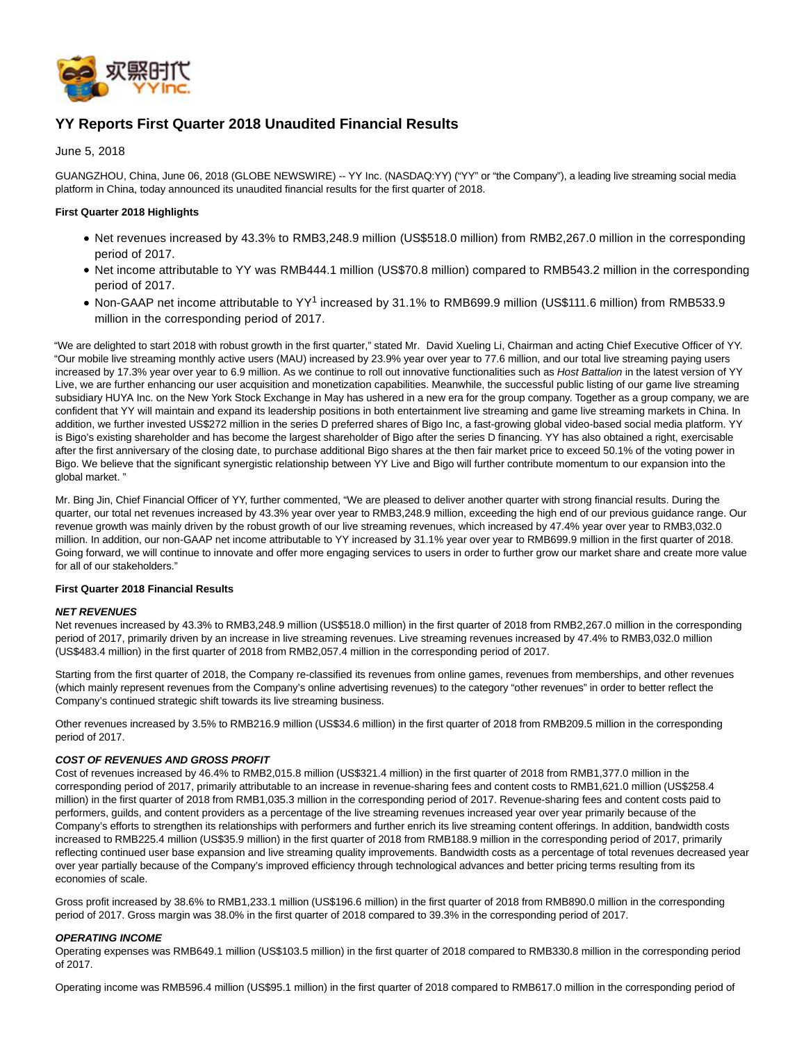# YY Reports First Quarter 2018 Unaudited Financial Results

June 5, 2018

GUANGZHOU, China, June 06, 2018 (GLOBE NEWSWIRE) -- YY Inc. (NASDAQ:YY) ("YY" or "the Company"), a leading live streaming social media platform in China, today announced its unaudited financial results for the first quarter of 2018.

**First Quarter 2018 Highlights**

- Net revenues increased by 43.3% to RMB3,248.9 million (US$518.0 million) from RMB2,267.0 million in the corresponding period of 2017.
- Net income attributable to YY was RMB444.1 million (US$70.8 million) compared to RMB543.2 million in the corresponding period of 2017.
- Non-GAAP net income attributable to YY[1] increased by 31.1% to RMB699.9 million (US$111.6 million) from RMB533.9 million in the corresponding period of 2017.

"We are delighted to start 2018 with robust growth in the first quarter," stated Mr. David Xueling Li, Chairman and acting Chief Executive Officer of YY. "Our mobile live streaming monthly active users (MAU) increased by 23.9% year over year to 77.6 million, and our total live streaming paying users increased by 17.3% year over year to 6.9 million. As we continue to roll out innovative functionalities such as *Host Battalion* in the latest version of YY Live, we are further enhancing our user acquisition and monetization capabilities. Meanwhile, the successful public listing of our game live streaming subsidiary HUYA Inc. on the New York Stock Exchange in May has ushered in a new era for the group company. Together as a group company, we are confident that YY will maintain and expand its leadership positions in both entertainment live streaming and game live streaming markets in China. In addition, we further invested US$272 million in the series D preferred shares of Bigo Inc, a fast-growing global video-based social media platform. YY is Bigo's existing shareholder and has become the largest shareholder of Bigo after the series D financing. YY has also obtained a right, exercisable after the first anniversary of the closing date, to purchase additional Bigo shares at the then fair market price to exceed 50.1% of the voting power in Bigo. We believe that the significant synergistic relationship between YY Live and Bigo will further contribute momentum to our expansion into the global market. "

Mr. Bing Jin, Chief Financial Officer of YY, further commented, "We are pleased to deliver another quarter with strong financial results. During the quarter, our total net revenues increased by 43.3% year over year to RMB3,248.9 million, exceeding the high end of our previous guidance range. Our revenue growth was mainly driven by the robust growth of our live streaming revenues, which increased by 47.4% year over year to RMB3,032.0 million. In addition, our non-GAAP net income attributable to YY increased by 31.1% year over year to RMB699.9 million in the first quarter of 2018. Going forward, we will continue to innovate and offer more engaging services to users in order to further grow our market share and create more value for all of our stakeholders."

**First Quarter 2018 Financial Results**

***NET REVENUES***

Net revenues increased by 43.3% to RMB3,248.9 million (US$518.0 million) in the first quarter of 2018 from RMB2,267.0 million in the corresponding period of 2017, primarily driven by an increase in live streaming revenues. Live streaming revenues increased by 47.4% to RMB3,032.0 million (US$483.4 million) in the first quarter of 2018 from RMB2,057.4 million in the corresponding period of 2017.

Starting from the first quarter of 2018, the Company re-classified its revenues from online games, revenues from memberships, and other revenues (which mainly represent revenues from the Company's online advertising revenues) to the category "other revenues" in order to better reflect the Company's continued strategic shift towards its live streaming business.

Other revenues increased by 3.5% to RMB216.9 million (US$34.6 million) in the first quarter of 2018 from RMB209.5 million in the corresponding period of 2017.

***COST OF REVENUES AND GROSS PROFIT***

Cost of revenues increased by 46.4% to RMB2,015.8 million (US$321.4 million) in the first quarter of 2018 from RMB1,377.0 million in the corresponding period of 2017, primarily attributable to an increase in revenue-sharing fees and content costs to RMB1,621.0 million (US$258.4 million) in the first quarter of 2018 from RMB1,035.3 million in the corresponding period of 2017. Revenue-sharing fees and content costs paid to performers, guilds, and content providers as a percentage of the live streaming revenues increased year over year primarily because of the Company's efforts to strengthen its relationships with performers and further enrich its live streaming content offerings. In addition, bandwidth costs increased to RMB225.4 million (US$35.9 million) in the first quarter of 2018 from RMB188.9 million in the corresponding period of 2017, primarily reflecting continued user base expansion and live streaming quality improvements. Bandwidth costs as a percentage of total revenues decreased year over year partially because of the Company's improved efficiency through technological advances and better pricing terms resulting from its economies of scale.

Gross profit increased by 38.6% to RMB1,233.1 million (US$196.6 million) in the first quarter of 2018 from RMB890.0 million in the corresponding period of 2017. Gross margin was 38.0% in the first quarter of 2018 compared to 39.3% in the corresponding period of 2017.

***OPERATING INCOME***

Operating expenses was RMB649.1 million (US$103.5 million) in the first quarter of 2018 compared to RMB330.8 million in the corresponding period of 2017.

Operating income was RMB596.4 million (US$95.1 million) in the first quarter of 2018 compared to RMB617.0 million in the corresponding period of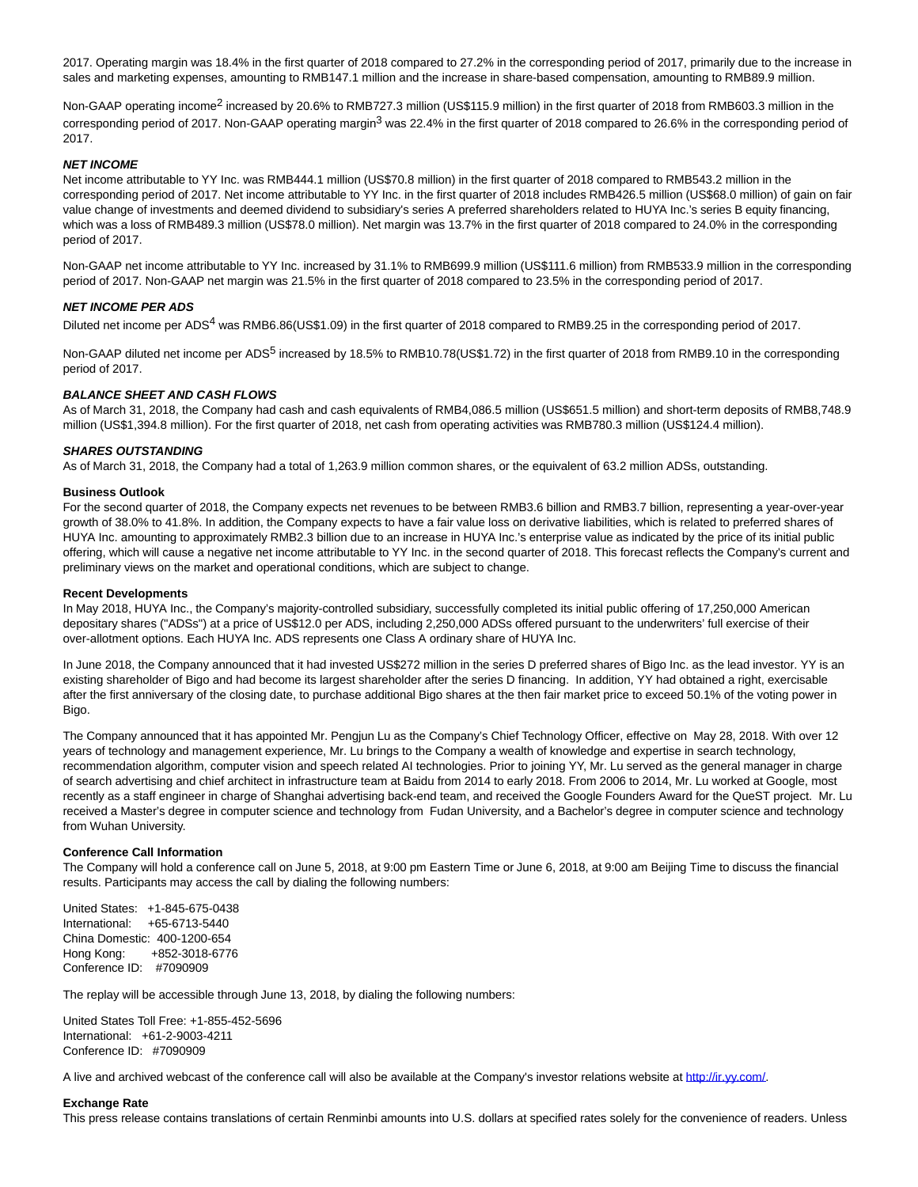2017. Operating margin was 18.4% in the first quarter of 2018 compared to 27.2% in the corresponding period of 2017, primarily due to the increase in sales and marketing expenses, amounting to RMB147.1 million and the increase in share-based compensation, amounting to RMB89.9 million.

Non-GAAP operating income[2] increased by 20.6% to RMB727.3 million (US$115.9 million) in the first quarter of 2018 from RMB603.3 million in the corresponding period of 2017. Non-GAAP operating margin[3] was 22.4% in the first quarter of 2018 compared to 26.6% in the corresponding period of 2017.

***NET INCOME***

Net income attributable to YY Inc. was RMB444.1 million (US$70.8 million) in the first quarter of 2018 compared to RMB543.2 million in the corresponding period of 2017. Net income attributable to YY Inc. in the first quarter of 2018 includes RMB426.5 million (US$68.0 million) of gain on fair value change of investments and deemed dividend to subsidiary's series A preferred shareholders related to HUYA Inc.'s series B equity financing, which was a loss of RMB489.3 million (US$78.0 million). Net margin was 13.7% in the first quarter of 2018 compared to 24.0% in the corresponding period of 2017.

Non-GAAP net income attributable to YY Inc. increased by 31.1% to RMB699.9 million (US$111.6 million) from RMB533.9 million in the corresponding period of 2017. Non-GAAP net margin was 21.5% in the first quarter of 2018 compared to 23.5% in the corresponding period of 2017.

***NET INCOME PER ADS***

Diluted net income per ADS[4] was RMB6.86(US$1.09) in the first quarter of 2018 compared to RMB9.25 in the corresponding period of 2017.

Non-GAAP diluted net income per ADS[5] increased by 18.5% to RMB10.78(US$1.72) in the first quarter of 2018 from RMB9.10 in the corresponding period of 2017.

***BALANCE SHEET AND CASH FLOWS***

As of March 31, 2018, the Company had cash and cash equivalents of RMB4,086.5 million (US$651.5 million) and short-term deposits of RMB8,748.9 million (US$1,394.8 million). For the first quarter of 2018, net cash from operating activities was RMB780.3 million (US$124.4 million).

***SHARES OUTSTANDING***

As of March 31, 2018, the Company had a total of 1,263.9 million common shares, or the equivalent of 63.2 million ADSs, outstanding.

**Business Outlook**

For the second quarter of 2018, the Company expects net revenues to be between RMB3.6 billion and RMB3.7 billion, representing a year-over-year growth of 38.0% to 41.8%. In addition, the Company expects to have a fair value loss on derivative liabilities, which is related to preferred shares of HUYA Inc. amounting to approximately RMB2.3 billion due to an increase in HUYA Inc.'s enterprise value as indicated by the price of its initial public offering, which will cause a negative net income attributable to YY Inc. in the second quarter of 2018. This forecast reflects the Company's current and preliminary views on the market and operational conditions, which are subject to change.

**Recent Developments**

In May 2018, HUYA Inc., the Company's majority-controlled subsidiary, successfully completed its initial public offering of 17,250,000 American depositary shares ("ADSs") at a price of US$12.0 per ADS, including 2,250,000 ADSs offered pursuant to the underwriters' full exercise of their over-allotment options. Each HUYA Inc. ADS represents one Class A ordinary share of HUYA Inc.

In June 2018, the Company announced that it had invested US$272 million in the series D preferred shares of Bigo Inc. as the lead investor. YY is an existing shareholder of Bigo and had become its largest shareholder after the series D financing. In addition, YY had obtained a right, exercisable after the first anniversary of the closing date, to purchase additional Bigo shares at the then fair market price to exceed 50.1% of the voting power in Bigo.

The Company announced that it has appointed Mr. Pengjun Lu as the Company's Chief Technology Officer, effective on May 28, 2018. With over 12 years of technology and management experience, Mr. Lu brings to the Company a wealth of knowledge and expertise in search technology, recommendation algorithm, computer vision and speech related AI technologies. Prior to joining YY, Mr. Lu served as the general manager in charge of search advertising and chief architect in infrastructure team at Baidu from 2014 to early 2018. From 2006 to 2014, Mr. Lu worked at Google, most recently as a staff engineer in charge of Shanghai advertising back-end team, and received the Google Founders Award for the QueST project. Mr. Lu received a Master's degree in computer science and technology from Fudan University, and a Bachelor's degree in computer science and technology from Wuhan University.

**Conference Call Information**

The Company will hold a conference call on June 5, 2018, at 9:00 pm Eastern Time or June 6, 2018, at 9:00 am Beijing Time to discuss the financial results. Participants may access the call by dialing the following numbers:

United States: +1-845-675-0438
International: +65-6713-5440
China Domestic: 400-1200-654
Hong Kong: +852-3018-6776
Conference ID: #7090909

The replay will be accessible through June 13, 2018, by dialing the following numbers:

United States Toll Free: +1-855-452-5696
International: +61-2-9003-4211
Conference ID: #7090909

A live and archived webcast of the conference call will also be available at the Company's investor relations website at http://ir.yy.com/.

**Exchange Rate**

This press release contains translations of certain Renminbi amounts into U.S. dollars at specified rates solely for the convenience of readers. Unless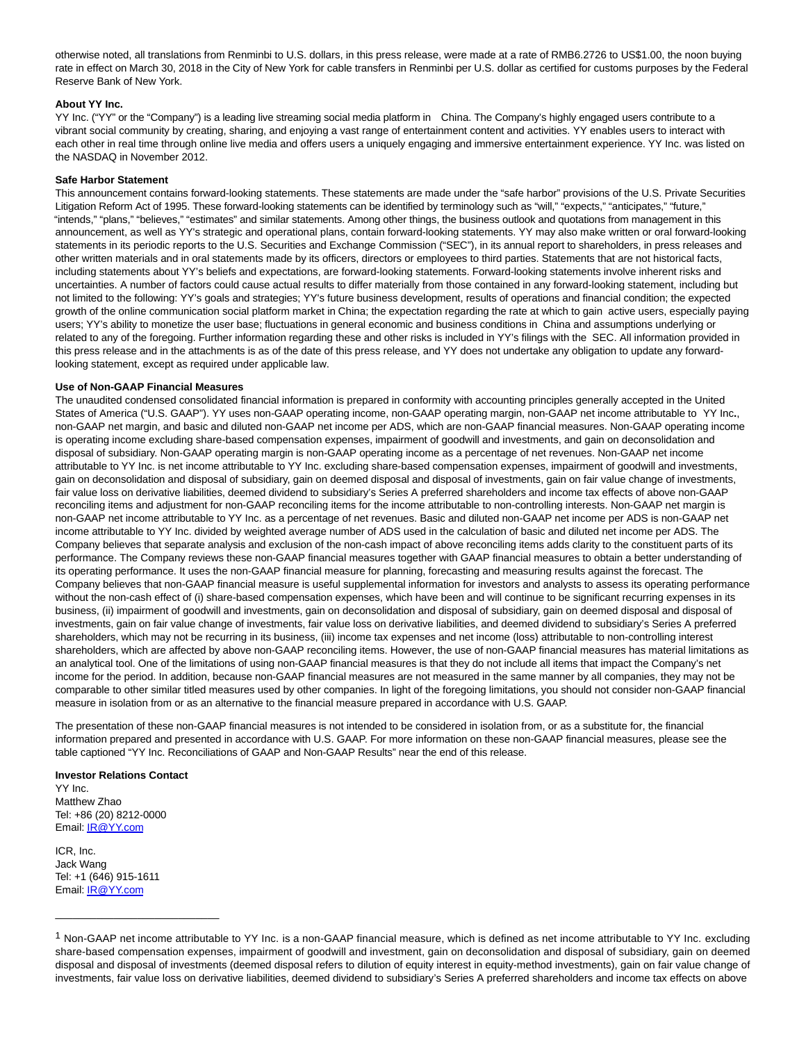otherwise noted, all translations from Renminbi to U.S. dollars, in this press release, were made at a rate of RMB6.2726 to US$1.00, the noon buying rate in effect on March 30, 2018 in the City of New York for cable transfers in Renminbi per U.S. dollar as certified for customs purposes by the Federal Reserve Bank of New York.

**About YY Inc.**

YY Inc. ("YY" or the "Company") is a leading live streaming social media platform in China. The Company's highly engaged users contribute to a vibrant social community by creating, sharing, and enjoying a vast range of entertainment content and activities. YY enables users to interact with each other in real time through online live media and offers users a uniquely engaging and immersive entertainment experience. YY Inc. was listed on the NASDAQ in November 2012.

**Safe Harbor Statement**

This announcement contains forward-looking statements. These statements are made under the "safe harbor" provisions of the U.S. Private Securities Litigation Reform Act of 1995. These forward-looking statements can be identified by terminology such as "will," "expects," "anticipates," "future," "intends," "plans," "believes," "estimates" and similar statements. Among other things, the business outlook and quotations from management in this announcement, as well as YY's strategic and operational plans, contain forward-looking statements. YY may also make written or oral forward-looking statements in its periodic reports to the U.S. Securities and Exchange Commission ("SEC"), in its annual report to shareholders, in press releases and other written materials and in oral statements made by its officers, directors or employees to third parties. Statements that are not historical facts, including statements about YY's beliefs and expectations, are forward-looking statements. Forward-looking statements involve inherent risks and uncertainties. A number of factors could cause actual results to differ materially from those contained in any forward-looking statement, including but not limited to the following: YY's goals and strategies; YY's future business development, results of operations and financial condition; the expected growth of the online communication social platform market in China; the expectation regarding the rate at which to gain active users, especially paying users; YY's ability to monetize the user base; fluctuations in general economic and business conditions in China and assumptions underlying or related to any of the foregoing. Further information regarding these and other risks is included in YY's filings with the SEC. All information provided in this press release and in the attachments is as of the date of this press release, and YY does not undertake any obligation to update any forward-looking statement, except as required under applicable law.

**Use of Non-GAAP Financial Measures**

The unaudited condensed consolidated financial information is prepared in conformity with accounting principles generally accepted in the United States of America ("U.S. GAAP"). YY uses non-GAAP operating income, non-GAAP operating margin, non-GAAP net income attributable to YY Inc., non-GAAP net margin, and basic and diluted non-GAAP net income per ADS, which are non-GAAP financial measures. Non-GAAP operating income is operating income excluding share-based compensation expenses, impairment of goodwill and investments, and gain on deconsolidation and disposal of subsidiary. Non-GAAP operating margin is non-GAAP operating income as a percentage of net revenues. Non-GAAP net income attributable to YY Inc. is net income attributable to YY Inc. excluding share-based compensation expenses, impairment of goodwill and investments, gain on deconsolidation and disposal of subsidiary, gain on deemed disposal and disposal of investments, gain on fair value change of investments, fair value loss on derivative liabilities, deemed dividend to subsidiary's Series A preferred shareholders and income tax effects of above non-GAAP reconciling items and adjustment for non-GAAP reconciling items for the income attributable to non-controlling interests. Non-GAAP net margin is non-GAAP net income attributable to YY Inc. as a percentage of net revenues. Basic and diluted non-GAAP net income per ADS is non-GAAP net income attributable to YY Inc. divided by weighted average number of ADS used in the calculation of basic and diluted net income per ADS. The Company believes that separate analysis and exclusion of the non-cash impact of above reconciling items adds clarity to the constituent parts of its performance. The Company reviews these non-GAAP financial measures together with GAAP financial measures to obtain a better understanding of its operating performance. It uses the non-GAAP financial measure for planning, forecasting and measuring results against the forecast. The Company believes that non-GAAP financial measure is useful supplemental information for investors and analysts to assess its operating performance without the non-cash effect of (i) share-based compensation expenses, which have been and will continue to be significant recurring expenses in its business, (ii) impairment of goodwill and investments, gain on deconsolidation and disposal of subsidiary, gain on deemed disposal and disposal of investments, gain on fair value change of investments, fair value loss on derivative liabilities, and deemed dividend to subsidiary's Series A preferred shareholders, which may not be recurring in its business, (iii) income tax expenses and net income (loss) attributable to non-controlling interest shareholders, which are affected by above non-GAAP reconciling items. However, the use of non-GAAP financial measures has material limitations as an analytical tool. One of the limitations of using non-GAAP financial measures is that they do not include all items that impact the Company's net income for the period. In addition, because non-GAAP financial measures are not measured in the same manner by all companies, they may not be comparable to other similar titled measures used by other companies. In light of the foregoing limitations, you should not consider non-GAAP financial measure in isolation from or as an alternative to the financial measure prepared in accordance with U.S. GAAP.

The presentation of these non-GAAP financial measures is not intended to be considered in isolation from, or as a substitute for, the financial information prepared and presented in accordance with U.S. GAAP. For more information on these non-GAAP financial measures, please see the table captioned "YY Inc. Reconciliations of GAAP and Non-GAAP Results" near the end of this release.

**Investor Relations Contact**

YY Inc.
Matthew Zhao
Tel: +86 (20) 8212-0000
Email: IR@YY.com

ICR, Inc.
Jack Wang
Tel: +1 (646) 915-1611
Email: IR@YY.com

---

[1] Non-GAAP net income attributable to YY Inc. is a non-GAAP financial measure, which is defined as net income attributable to YY Inc. excluding share-based compensation expenses, impairment of goodwill and investment, gain on deconsolidation and disposal of subsidiary, gain on deemed disposal and disposal of investments (deemed disposal refers to dilution of equity interest in equity-method investments), gain on fair value change of investments, fair value loss on derivative liabilities, deemed dividend to subsidiary's Series A preferred shareholders and income tax effects on above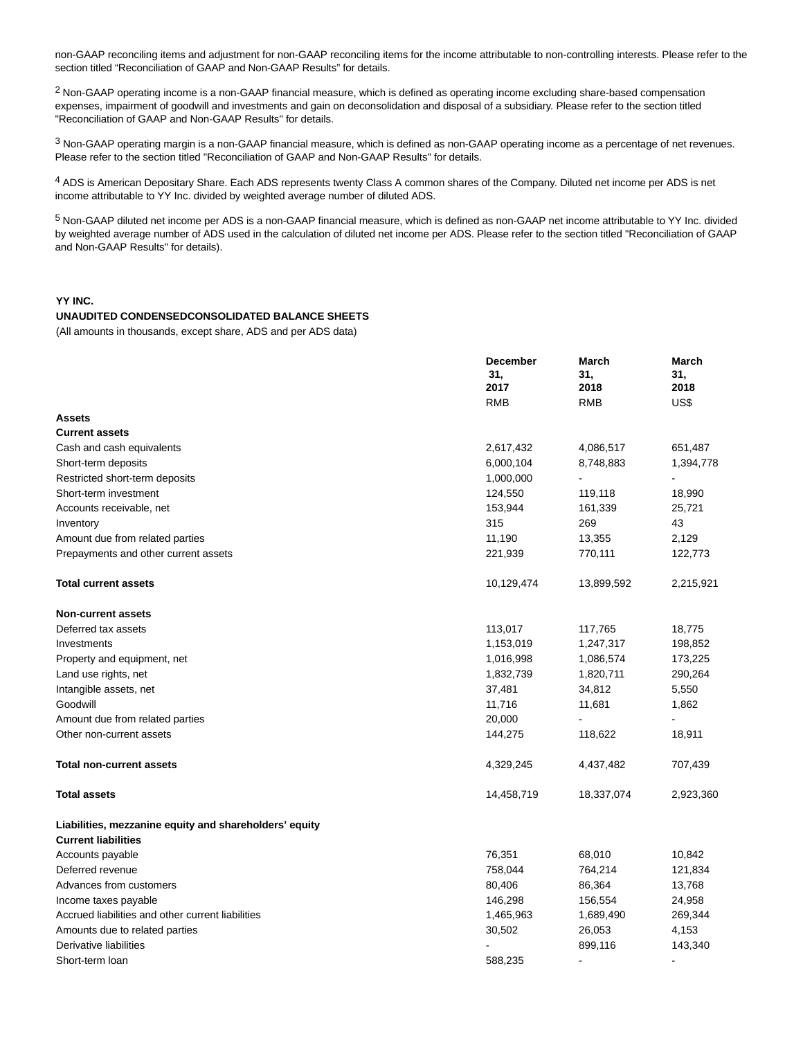non-GAAP reconciling items and adjustment for non-GAAP reconciling items for the income attributable to non-controlling interests. Please refer to the section titled "Reconciliation of GAAP and Non-GAAP Results" for details.

[2] Non-GAAP operating income is a non-GAAP financial measure, which is defined as operating income excluding share-based compensation expenses, impairment of goodwill and investments and gain on deconsolidation and disposal of a subsidiary. Please refer to the section titled "Reconciliation of GAAP and Non-GAAP Results" for details.

[3] Non-GAAP operating margin is a non-GAAP financial measure, which is defined as non-GAAP operating income as a percentage of net revenues. Please refer to the section titled "Reconciliation of GAAP and Non-GAAP Results" for details.

[4] ADS is American Depositary Share. Each ADS represents twenty Class A common shares of the Company. Diluted net income per ADS is net income attributable to YY Inc. divided by weighted average number of diluted ADS.

[5] Non-GAAP diluted net income per ADS is a non-GAAP financial measure, which is defined as non-GAAP net income attributable to YY Inc. divided by weighted average number of ADS used in the calculation of diluted net income per ADS. Please refer to the section titled "Reconciliation of GAAP and Non-GAAP Results" for details).

**YY INC.**

**UNAUDITED CONDENSEDCONSOLIDATED BALANCE SHEETS**

(All amounts in thousands, except share, ADS and per ADS data)

| | **December 31, 2017** | **March 31, 2018** | **March 31, 2018** |
|---|---|---|---|
| | RMB | RMB | US$ |
| **Assets** | | | |
| **Current assets** | | | |
| Cash and cash equivalents | 2,617,432 | 4,086,517 | 651,487 |
| Short-term deposits | 6,000,104 | 8,748,883 | 1,394,778 |
| Restricted short-term deposits | 1,000,000 | - | - |
| Short-term investment | 124,550 | 119,118 | 18,990 |
| Accounts receivable, net | 153,944 | 161,339 | 25,721 |
| Inventory | 315 | 269 | 43 |
| Amount due from related parties | 11,190 | 13,355 | 2,129 |
| Prepayments and other current assets | 221,939 | 770,111 | 122,773 |
| **Total current assets** | 10,129,474 | 13,899,592 | 2,215,921 |
| **Non-current assets** | | | |
| Deferred tax assets | 113,017 | 117,765 | 18,775 |
| Investments | 1,153,019 | 1,247,317 | 198,852 |
| Property and equipment, net | 1,016,998 | 1,086,574 | 173,225 |
| Land use rights, net | 1,832,739 | 1,820,711 | 290,264 |
| Intangible assets, net | 37,481 | 34,812 | 5,550 |
| Goodwill | 11,716 | 11,681 | 1,862 |
| Amount due from related parties | 20,000 | - | - |
| Other non-current assets | 144,275 | 118,622 | 18,911 |
| **Total non-current assets** | 4,329,245 | 4,437,482 | 707,439 |
| **Total assets** | 14,458,719 | 18,337,074 | 2,923,360 |
| **Liabilities, mezzanine equity and shareholders' equity** | | | |
| **Current liabilities** | | | |
| Accounts payable | 76,351 | 68,010 | 10,842 |
| Deferred revenue | 758,044 | 764,214 | 121,834 |
| Advances from customers | 80,406 | 86,364 | 13,768 |
| Income taxes payable | 146,298 | 156,554 | 24,958 |
| Accrued liabilities and other current liabilities | 1,465,963 | 1,689,490 | 269,344 |
| Amounts due to related parties | 30,502 | 26,053 | 4,153 |
| Derivative liabilities | - | 899,116 | 143,340 |
| Short-term loan | 588,235 | - | - |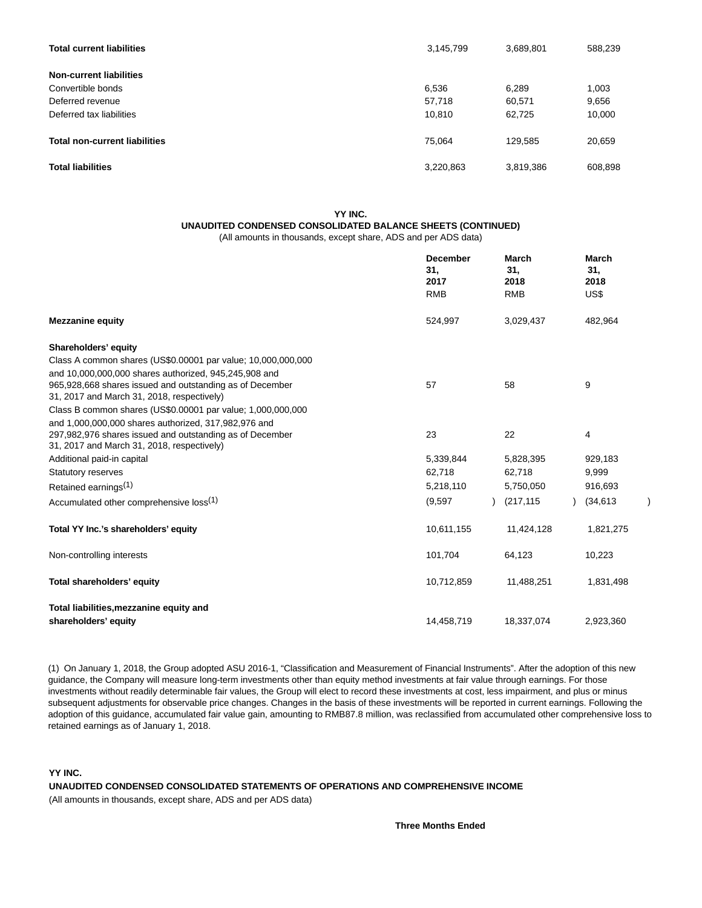| | | | |
|---|---|---|---|
| **Total current liabilities** | 3,145,799 | 3,689,801 | 588,239 |
| **Non-current liabilities** | | | |
| Convertible bonds | 6,536 | 6,289 | 1,003 |
| Deferred revenue | 57,718 | 60,571 | 9,656 |
| Deferred tax liabilities | 10,810 | 62,725 | 10,000 |
| **Total non-current liabilities** | 75,064 | 129,585 | 20,659 |
| **Total liabilities** | 3,220,863 | 3,819,386 | 608,898 |

**YY INC.**

**UNAUDITED CONDENSED CONSOLIDATED BALANCE SHEETS (CONTINUED)**

(All amounts in thousands, except share, ADS and per ADS data)

| | December 31, 2017 | March 31, 2018 | March 31, 2018 |
|---|---|---|---|
| | RMB | RMB | US$ |
| **Mezzanine equity** | 524,997 | 3,029,437 | 482,964 |
| **Shareholders' equity** | | | |
| Class A common shares (US$0.00001 par value; 10,000,000,000 and 10,000,000,000 shares authorized, 945,245,908 and 965,928,668 shares issued and outstanding as of December 31, 2017 and March 31, 2018, respectively) | 57 | 58 | 9 |
| Class B common shares (US$0.00001 par value; 1,000,000,000 and 1,000,000,000 shares authorized, 317,982,976 and 297,982,976 shares issued and outstanding as of December 31, 2017 and March 31, 2018, respectively) | 23 | 22 | 4 |
| Additional paid-in capital | 5,339,844 | 5,828,395 | 929,183 |
| Statutory reserves | 62,718 | 62,718 | 9,999 |
| Retained earnings(1) | 5,218,110 | 5,750,050 | 916,693 |
| Accumulated other comprehensive loss(1) | (9,597) | (217,115) | (34,613) |
| **Total YY Inc.'s shareholders' equity** | 10,611,155 | 11,424,128 | 1,821,275 |
| Non-controlling interests | 101,704 | 64,123 | 10,223 |
| **Total shareholders' equity** | 10,712,859 | 11,488,251 | 1,831,498 |
| **Total liabilities, mezzanine equity and shareholders' equity** | 14,458,719 | 18,337,074 | 2,923,360 |

(1) On January 1, 2018, the Group adopted ASU 2016-1, "Classification and Measurement of Financial Instruments". After the adoption of this new guidance, the Company will measure long-term investments other than equity method investments at fair value through earnings. For those investments without readily determinable fair values, the Group will elect to record these investments at cost, less impairment, and plus or minus subsequent adjustments for observable price changes. Changes in the basis of these investments will be reported in current earnings. Following the adoption of this guidance, accumulated fair value gain, amounting to RMB87.8 million, was reclassified from accumulated other comprehensive loss to retained earnings as of January 1, 2018.

**YY INC.**

**UNAUDITED CONDENSED CONSOLIDATED STATEMENTS OF OPERATIONS AND COMPREHENSIVE INCOME**

(All amounts in thousands, except share, ADS and per ADS data)

**Three Months Ended**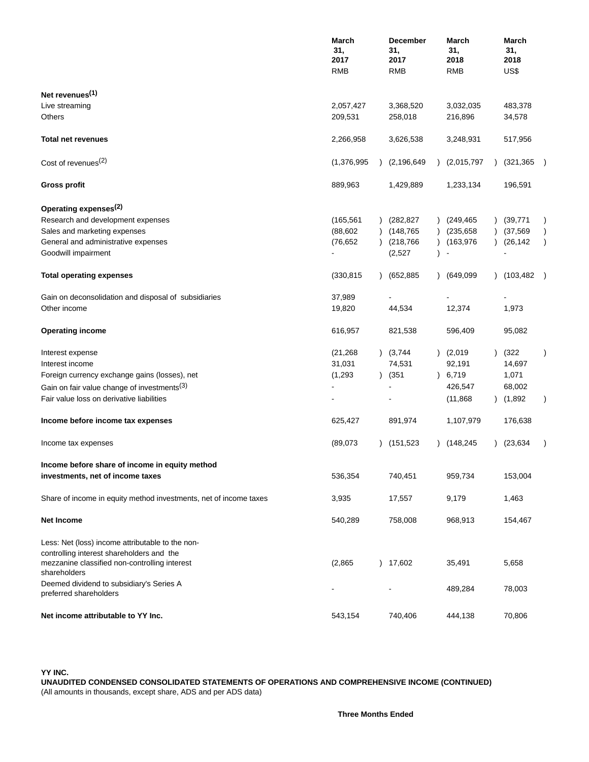| | March 31, 2017 RMB | December 31, 2017 RMB | March 31, 2018 RMB | March 31, 2018 US$ |
|---|---|---|---|---|
| **Net revenues**[1] | | | | |
| Live streaming | 2,057,427 | 3,368,520 | 3,032,035 | 483,378 |
| Others | 209,531 | 258,018 | 216,896 | 34,578 |
| **Total net revenues** | 2,266,958 | 3,626,538 | 3,248,931 | 517,956 |
| Cost of revenues[2] | (1,376,995) | (2,196,649) | (2,015,797) | (321,365) |
| **Gross profit** | 889,963 | 1,429,889 | 1,233,134 | 196,591 |
| **Operating expenses**[2] | | | | |
| Research and development expenses | (165,561) | (282,827) | (249,465) | (39,771) |
| Sales and marketing expenses | (88,602) | (148,765) | (235,658) | (37,569) |
| General and administrative expenses | (76,652) | (218,766) | (163,976) | (26,142) |
| Goodwill impairment | - | (2,527) | - | - |
| **Total operating expenses** | (330,815) | (652,885) | (649,099) | (103,482) |
| Gain on deconsolidation and disposal of subsidiaries | 37,989 | - | - | - |
| Other income | 19,820 | 44,534 | 12,374 | 1,973 |
| **Operating income** | 616,957 | 821,538 | 596,409 | 95,082 |
| Interest expense | (21,268) | (3,744) | (2,019) | (322) |
| Interest income | 31,031 | 74,531 | 92,191 | 14,697 |
| Foreign currency exchange gains (losses), net | (1,293) | (351) | 6,719 | 1,071 |
| Gain on fair value change of investments[3] | - | - | 426,547 | 68,002 |
| Fair value loss on derivative liabilities | - | - | (11,868) | (1,892) |
| **Income before income tax expenses** | 625,427 | 891,974 | 1,107,979 | 176,638 |
| Income tax expenses | (89,073) | (151,523) | (148,245) | (23,634) |
| **Income before share of income in equity method investments, net of income taxes** | 536,354 | 740,451 | 959,734 | 153,004 |
| Share of income in equity method investments, net of income taxes | 3,935 | 17,557 | 9,179 | 1,463 |
| **Net Income** | 540,289 | 758,008 | 968,913 | 154,467 |
| Less: Net (loss) income attributable to the non-controlling interest shareholders and the mezzanine classified non-controlling interest shareholders | (2,865) | 17,602 | 35,491 | 5,658 |
| Deemed dividend to subsidiary's Series A preferred shareholders | - | - | 489,284 | 78,003 |
| **Net income attributable to YY Inc.** | 543,154 | 740,406 | 444,138 | 70,806 |

**YY INC.**

**UNAUDITED CONDENSED CONSOLIDATED STATEMENTS OF OPERATIONS AND COMPREHENSIVE INCOME (CONTINUED)**

(All amounts in thousands, except share, ADS and per ADS data)

**Three Months Ended**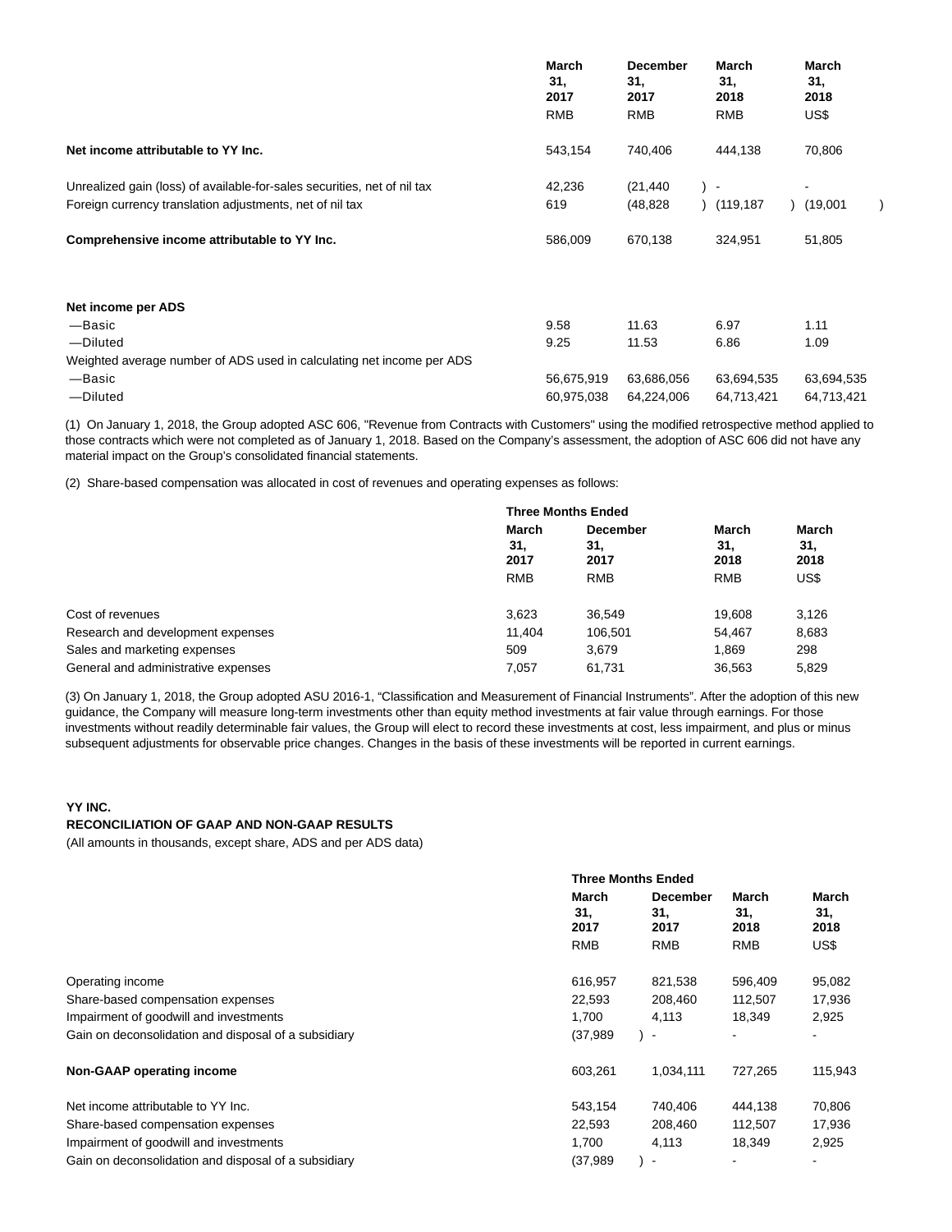| | March 31, 2017 | December 31, 2017 | March 31, 2018 | March 31, 2018 |
|---|---|---|---|---|
| | RMB | RMB | RMB | US$ |
| **Net income attributable to YY Inc.** | 543,154 | 740,406 | 444,138 | 70,806 |
| Unrealized gain (loss) of available-for-sales securities, net of nil tax | 42,236 | (21,440) | - | - |
| Foreign currency translation adjustments, net of nil tax | 619 | (48,828) | (119,187) | (19,001) |
| **Comprehensive income attributable to YY Inc.** | 586,009 | 670,138 | 324,951 | 51,805 |
| | | | | |
| **Net income per ADS** | | | | |
| —Basic | 9.58 | 11.63 | 6.97 | 1.11 |
| —Diluted | 9.25 | 11.53 | 6.86 | 1.09 |
| Weighted average number of ADS used in calculating net income per ADS | | | | |
| —Basic | 56,675,919 | 63,686,056 | 63,694,535 | 63,694,535 |
| —Diluted | 60,975,038 | 64,224,006 | 64,713,421 | 64,713,421 |

(1) On January 1, 2018, the Group adopted ASC 606, "Revenue from Contracts with Customers" using the modified retrospective method applied to those contracts which were not completed as of January 1, 2018. Based on the Company's assessment, the adoption of ASC 606 did not have any material impact on the Group's consolidated financial statements.

(2) Share-based compensation was allocated in cost of revenues and operating expenses as follows:

| | Three Months Ended | | | |
|---|---|---|---|---|
| | March 31, 2017 | December 31, 2017 | March 31, 2018 | March 31, 2018 |
| | RMB | RMB | RMB | US$ |
| Cost of revenues | 3,623 | 36,549 | 19,608 | 3,126 |
| Research and development expenses | 11,404 | 106,501 | 54,467 | 8,683 |
| Sales and marketing expenses | 509 | 3,679 | 1,869 | 298 |
| General and administrative expenses | 7,057 | 61,731 | 36,563 | 5,829 |

(3) On January 1, 2018, the Group adopted ASU 2016-1, "Classification and Measurement of Financial Instruments". After the adoption of this new guidance, the Company will measure long-term investments other than equity method investments at fair value through earnings. For those investments without readily determinable fair values, the Group will elect to record these investments at cost, less impairment, and plus or minus subsequent adjustments for observable price changes. Changes in the basis of these investments will be reported in current earnings.

**YY INC.**

**RECONCILIATION OF GAAP AND NON-GAAP RESULTS**

(All amounts in thousands, except share, ADS and per ADS data)

| | Three Months Ended | | | |
|---|---|---|---|---|
| | March 31, 2017 | December 31, 2017 | March 31, 2018 | March 31, 2018 |
| | RMB | RMB | RMB | US$ |
| Operating income | 616,957 | 821,538 | 596,409 | 95,082 |
| Share-based compensation expenses | 22,593 | 208,460 | 112,507 | 17,936 |
| Impairment of goodwill and investments | 1,700 | 4,113 | 18,349 | 2,925 |
| Gain on deconsolidation and disposal of a subsidiary | (37,989) | - | - | - |
| **Non-GAAP operating income** | 603,261 | 1,034,111 | 727,265 | 115,943 |
| | | | | |
| Net income attributable to YY Inc. | 543,154 | 740,406 | 444,138 | 70,806 |
| Share-based compensation expenses | 22,593 | 208,460 | 112,507 | 17,936 |
| Impairment of goodwill and investments | 1,700 | 4,113 | 18,349 | 2,925 |
| Gain on deconsolidation and disposal of a subsidiary | (37,989) | - | - | - |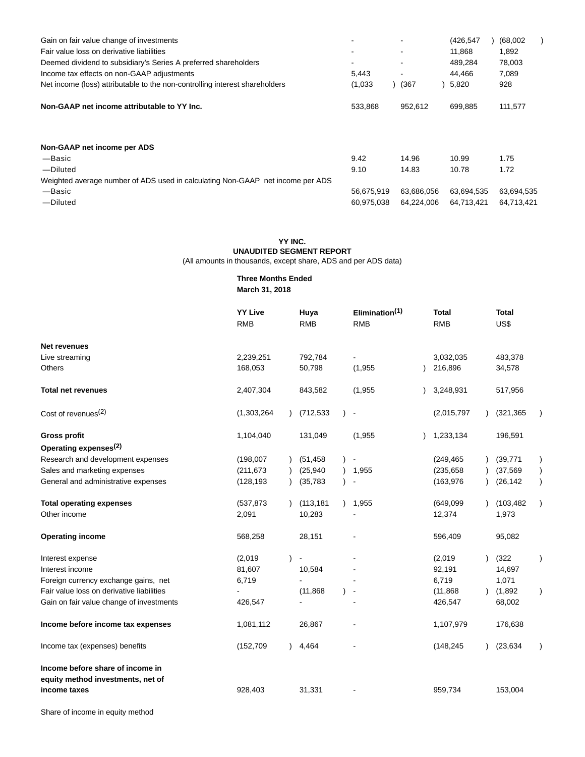| | | | | |
|---|---|---|---|---|
| Gain on fair value change of investments | - | - | (426,547) | (68,002) |
| Fair value loss on derivative liabilities | - | - | 11,868 | 1,892 |
| Deemed dividend to subsidiary's Series A preferred shareholders | - | - | 489,284 | 78,003 |
| Income tax effects on non-GAAP adjustments | 5,443 | - | 44,466 | 7,089 |
| Net income (loss) attributable to the non-controlling interest shareholders | (1,033) | (367) | 5,820 | 928 |
| **Non-GAAP net income attributable to YY Inc.** | 533,868 | 952,612 | 699,885 | 111,577 |
| | | | | |
| **Non-GAAP net income per ADS** | | | | |
| —Basic | 9.42 | 14.96 | 10.99 | 1.75 |
| —Diluted | 9.10 | 14.83 | 10.78 | 1.72 |
| Weighted average number of ADS used in calculating Non-GAAP net income per ADS | | | | |
| —Basic | 56,675,919 | 63,686,056 | 63,694,535 | 63,694,535 |
| —Diluted | 60,975,038 | 64,224,006 | 64,713,421 | 64,713,421 |

**YY INC.**
**UNAUDITED SEGMENT REPORT**
(All amounts in thousands, except share, ADS and per ADS data)

| | **Three Months Ended March 31, 2018** | | | | |
|---|---|---|---|---|---|
| | **YY Live** RMB | **Huya** RMB | **Elimination[(1)]** RMB | **Total** RMB | **Total** US$ |
| **Net revenues** | | | | | |
| Live streaming | 2,239,251 | 792,784 | - | 3,032,035 | 483,378 |
| Others | 168,053 | 50,798 | (1,955) | 216,896 | 34,578 |
| **Total net revenues** | 2,407,304 | 843,582 | (1,955) | 3,248,931 | 517,956 |
| Cost of revenues[(2)] | (1,303,264) | (712,533) | - | (2,015,797) | (321,365) |
| **Gross profit** | 1,104,040 | 131,049 | (1,955) | 1,233,134 | 196,591 |
| **Operating expenses[(2)]** | | | | | |
| Research and development expenses | (198,007) | (51,458) | - | (249,465) | (39,771) |
| Sales and marketing expenses | (211,673) | (25,940) | 1,955 | (235,658) | (37,569) |
| General and administrative expenses | (128,193) | (35,783) | - | (163,976) | (26,142) |
| **Total operating expenses** | (537,873) | (113,181) | 1,955 | (649,099) | (103,482) |
| Other income | 2,091 | 10,283 | - | 12,374 | 1,973 |
| **Operating income** | 568,258 | 28,151 | - | 596,409 | 95,082 |
| Interest expense | (2,019) | - | - | (2,019) | (322) |
| Interest income | 81,607 | 10,584 | - | 92,191 | 14,697 |
| Foreign currency exchange gains, net | 6,719 | - | - | 6,719 | 1,071 |
| Fair value loss on derivative liabilities | - | (11,868) | - | (11,868) | (1,892) |
| Gain on fair value change of investments | 426,547 | - | - | 426,547 | 68,002 |
| **Income before income tax expenses** | 1,081,112 | 26,867 | - | 1,107,979 | 176,638 |
| Income tax (expenses) benefits | (152,709) | 4,464 | - | (148,245) | (23,634) |
| **Income before share of income in equity method investments, net of income taxes** | 928,403 | 31,331 | - | 959,734 | 153,004 |
| Share of income in equity method | | | | | |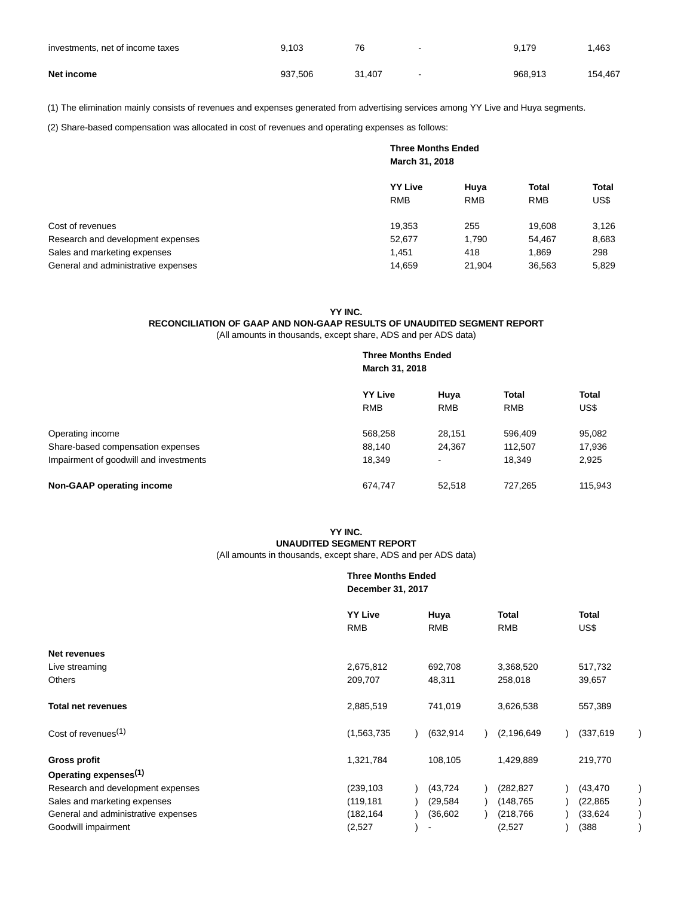| | | | | | |
|---|---|---|---|---|---|
| investments, net of income taxes | 9,103 | 76 | - | 9,179 | 1,463 |
| **Net income** | 937,506 | 31,407 | - | 968,913 | 154,467 |

(1) The elimination mainly consists of revenues and expenses generated from advertising services among YY Live and Huya segments.

(2) Share-based compensation was allocated in cost of revenues and operating expenses as follows:

| | **Three Months Ended March 31, 2018** | | | |
|---|---|---|---|---|
| | **YY Live** RMB | **Huya** RMB | **Total** RMB | **Total** US$ |
| Cost of revenues | 19,353 | 255 | 19,608 | 3,126 |
| Research and development expenses | 52,677 | 1,790 | 54,467 | 8,683 |
| Sales and marketing expenses | 1,451 | 418 | 1,869 | 298 |
| General and administrative expenses | 14,659 | 21,904 | 36,563 | 5,829 |

**YY INC.**
**RECONCILIATION OF GAAP AND NON-GAAP RESULTS OF UNAUDITED SEGMENT REPORT**
(All amounts in thousands, except share, ADS and per ADS data)

| | **Three Months Ended March 31, 2018** | | | |
|---|---|---|---|---|
| | **YY Live** RMB | **Huya** RMB | **Total** RMB | **Total** US$ |
| Operating income | 568,258 | 28,151 | 596,409 | 95,082 |
| Share-based compensation expenses | 88,140 | 24,367 | 112,507 | 17,936 |
| Impairment of goodwill and investments | 18,349 | - | 18,349 | 2,925 |
| **Non-GAAP operating income** | 674,747 | 52,518 | 727,265 | 115,943 |

**YY INC.**
**UNAUDITED SEGMENT REPORT**
(All amounts in thousands, except share, ADS and per ADS data)

| | **Three Months Ended December 31, 2017** | | | |
|---|---|---|---|---|
| | **YY Live** RMB | **Huya** RMB | **Total** RMB | **Total** US$ |
| **Net revenues** | | | | |
| Live streaming | 2,675,812 | 692,708 | 3,368,520 | 517,732 |
| Others | 209,707 | 48,311 | 258,018 | 39,657 |
| **Total net revenues** | 2,885,519 | 741,019 | 3,626,538 | 557,389 |
| Cost of revenues(1) | (1,563,735) | (632,914) | (2,196,649) | (337,619) |
| **Gross profit** | 1,321,784 | 108,105 | 1,429,889 | 219,770 |
| **Operating expenses(1)** | | | | |
| Research and development expenses | (239,103) | (43,724) | (282,827) | (43,470) |
| Sales and marketing expenses | (119,181) | (29,584) | (148,765) | (22,865) |
| General and administrative expenses | (182,164) | (36,602) | (218,766) | (33,624) |
| Goodwill impairment | (2,527) | - | (2,527) | (388) |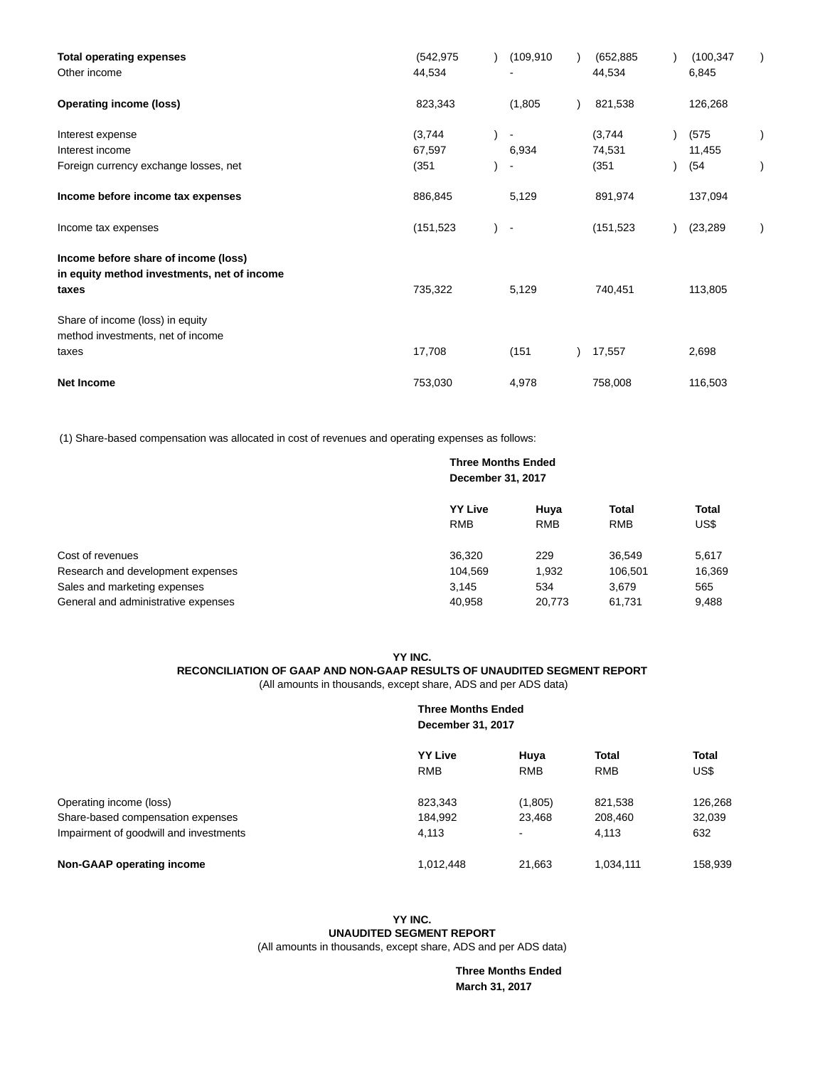| | | | | |
|---|---|---|---|---|
| **Total operating expenses** | (542,975) | (109,910) | (652,885) | (100,347) |
| Other income | 44,534 | - | 44,534 | 6,845 |
| **Operating income (loss)** | 823,343 | (1,805) | 821,538 | 126,268 |
| Interest expense | (3,744) | - | (3,744) | (575) |
| Interest income | 67,597 | 6,934 | 74,531 | 11,455 |
| Foreign currency exchange losses, net | (351) | - | (351) | (54) |
| **Income before income tax expenses** | 886,845 | 5,129 | 891,974 | 137,094 |
| Income tax expenses | (151,523) | - | (151,523) | (23,289) |
| **Income before share of income (loss) in equity method investments, net of income taxes** | 735,322 | 5,129 | 740,451 | 113,805 |
| Share of income (loss) in equity method investments, net of income taxes | 17,708 | (151) | 17,557 | 2,698 |
| **Net Income** | 753,030 | 4,978 | 758,008 | 116,503 |

(1) Share-based compensation was allocated in cost of revenues and operating expenses as follows:

| | **Three Months Ended December 31, 2017** | | | |
|---|---|---|---|---|
| | **YY Live** RMB | **Huya** RMB | **Total** RMB | **Total** US$ |
| Cost of revenues | 36,320 | 229 | 36,549 | 5,617 |
| Research and development expenses | 104,569 | 1,932 | 106,501 | 16,369 |
| Sales and marketing expenses | 3,145 | 534 | 3,679 | 565 |
| General and administrative expenses | 40,958 | 20,773 | 61,731 | 9,488 |

**YY INC.**
**RECONCILIATION OF GAAP AND NON-GAAP RESULTS OF UNAUDITED SEGMENT REPORT**
(All amounts in thousands, except share, ADS and per ADS data)

| | **Three Months Ended December 31, 2017** | | | |
|---|---|---|---|---|
| | **YY Live** RMB | **Huya** RMB | **Total** RMB | **Total** US$ |
| Operating income (loss) | 823,343 | (1,805) | 821,538 | 126,268 |
| Share-based compensation expenses | 184,992 | 23,468 | 208,460 | 32,039 |
| Impairment of goodwill and investments | 4,113 | - | 4,113 | 632 |
| **Non-GAAP operating income** | 1,012,448 | 21,663 | 1,034,111 | 158,939 |

**YY INC.**
**UNAUDITED SEGMENT REPORT**
(All amounts in thousands, except share, ADS and per ADS data)

**Three Months Ended**
**March 31, 2017**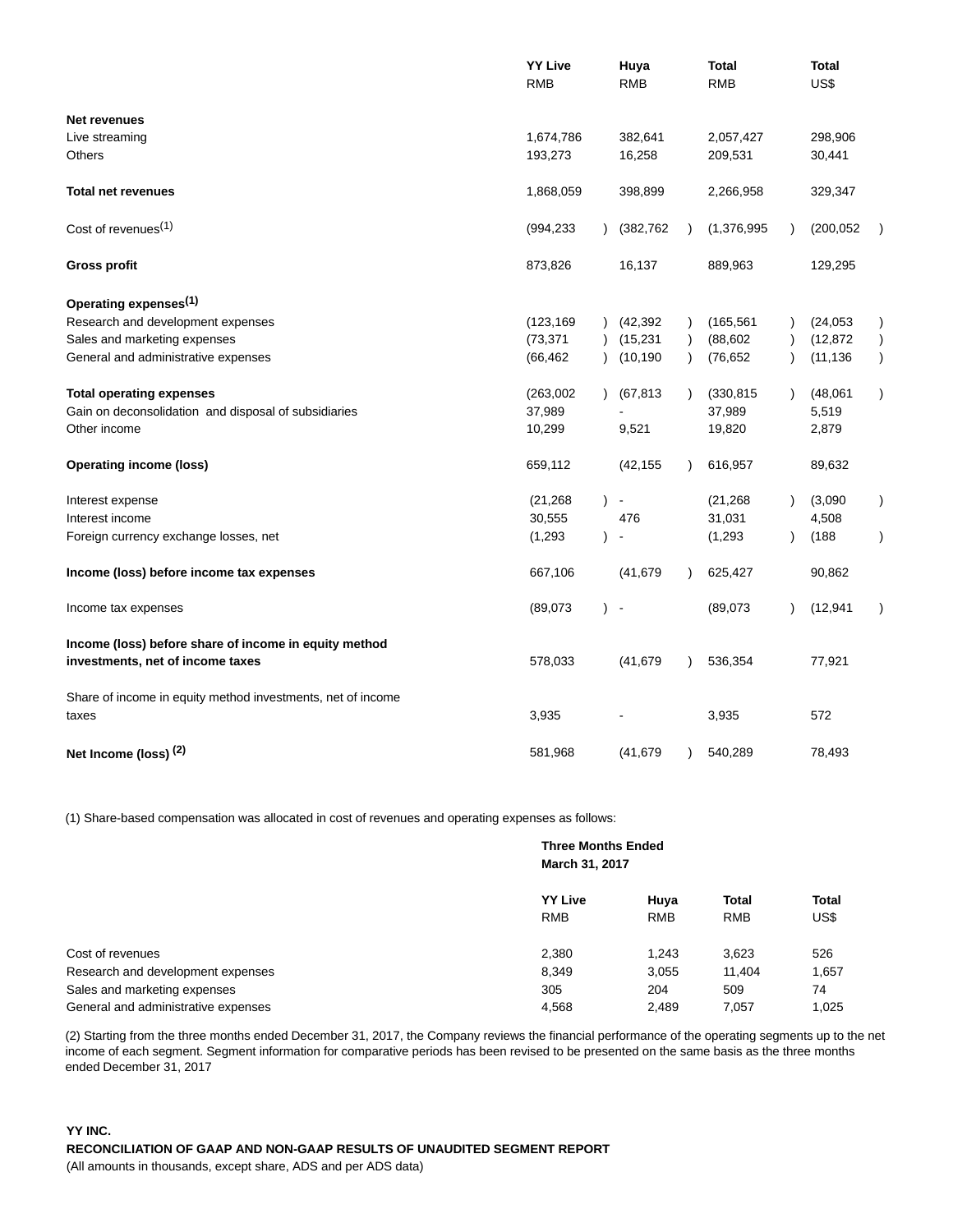| | YY Live | Huya | Total | Total |
|---|---|---|---|---|
| | RMB | RMB | RMB | US$ |
| **Net revenues** | | | | |
| Live streaming | 1,674,786 | 382,641 | 2,057,427 | 298,906 |
| Others | 193,273 | 16,258 | 209,531 | 30,441 |
| **Total net revenues** | 1,868,059 | 398,899 | 2,266,958 | 329,347 |
| Cost of revenues(1) | (994,233) | (382,762) | (1,376,995) | (200,052) |
| **Gross profit** | 873,826 | 16,137 | 889,963 | 129,295 |
| **Operating expenses(1)** | | | | |
| Research and development expenses | (123,169) | (42,392) | (165,561) | (24,053) |
| Sales and marketing expenses | (73,371) | (15,231) | (88,602) | (12,872) |
| General and administrative expenses | (66,462) | (10,190) | (76,652) | (11,136) |
| **Total operating expenses** | (263,002) | (67,813) | (330,815) | (48,061) |
| Gain on deconsolidation and disposal of subsidiaries | 37,989 | - | 37,989 | 5,519 |
| Other income | 10,299 | 9,521 | 19,820 | 2,879 |
| **Operating income (loss)** | 659,112 | (42,155) | 616,957 | 89,632 |
| Interest expense | (21,268) | - | (21,268) | (3,090) |
| Interest income | 30,555 | 476 | 31,031 | 4,508 |
| Foreign currency exchange losses, net | (1,293) | - | (1,293) | (188) |
| **Income (loss) before income tax expenses** | 667,106 | (41,679) | 625,427 | 90,862 |
| Income tax expenses | (89,073) | - | (89,073) | (12,941) |
| **Income (loss) before share of income in equity method investments, net of income taxes** | 578,033 | (41,679) | 536,354 | 77,921 |
| Share of income in equity method investments, net of income taxes | 3,935 | - | 3,935 | 572 |
| **Net Income (loss) (2)** | 581,968 | (41,679) | 540,289 | 78,493 |

(1) Share-based compensation was allocated in cost of revenues and operating expenses as follows:

| | Three Months Ended March 31, 2017 | | | |
|---|---|---|---|---|
| | YY Live | Huya | Total | Total |
| | RMB | RMB | RMB | US$ |
| Cost of revenues | 2,380 | 1,243 | 3,623 | 526 |
| Research and development expenses | 8,349 | 3,055 | 11,404 | 1,657 |
| Sales and marketing expenses | 305 | 204 | 509 | 74 |
| General and administrative expenses | 4,568 | 2,489 | 7,057 | 1,025 |

(2) Starting from the three months ended December 31, 2017, the Company reviews the financial performance of the operating segments up to the net income of each segment. Segment information for comparative periods has been revised to be presented on the same basis as the three months ended December 31, 2017

**YY INC.**

**RECONCILIATION OF GAAP AND NON-GAAP RESULTS OF UNAUDITED SEGMENT REPORT**

(All amounts in thousands, except share, ADS and per ADS data)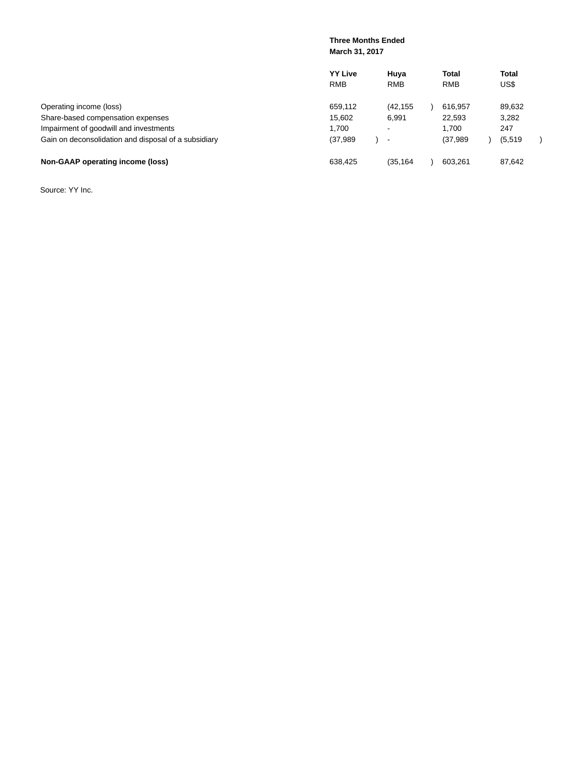| | Three Months Ended March 31, 2017 | | | |
|---|---|---|---|---|
| | YY Live RMB | Huya RMB | Total RMB | Total US$ |
| Operating income (loss) | 659,112 | (42,155) | 616,957 | 89,632 |
| Share-based compensation expenses | 15,602 | 6,991 | 22,593 | 3,282 |
| Impairment of goodwill and investments | 1,700 | - | 1,700 | 247 |
| Gain on deconsolidation and disposal of a subsidiary | (37,989) | - | (37,989) | (5,519) |
| **Non-GAAP operating income (loss)** | 638,425 | (35,164) | 603,261 | 87,642 |

Source: YY Inc.